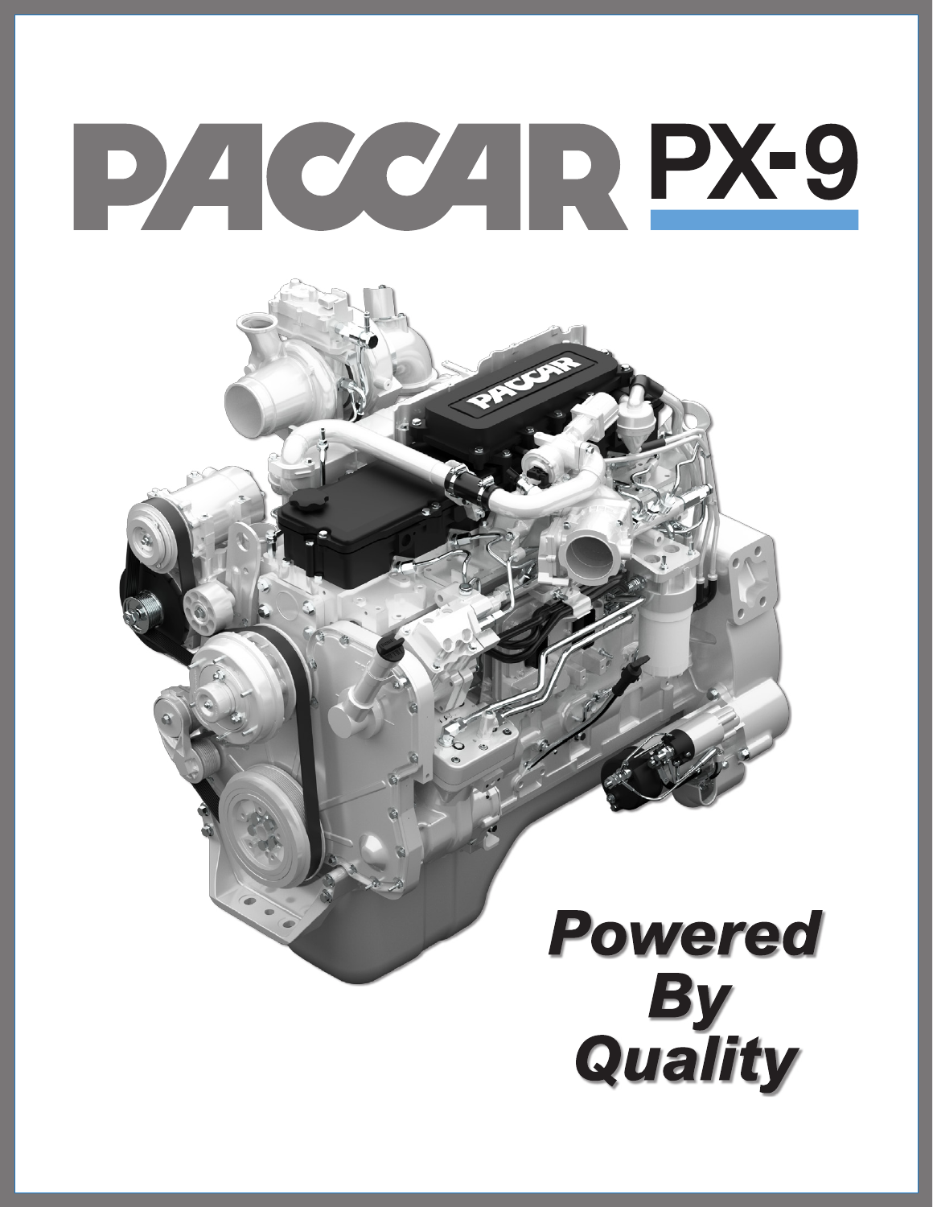# PACCAR PX-9

***Powered By Quality***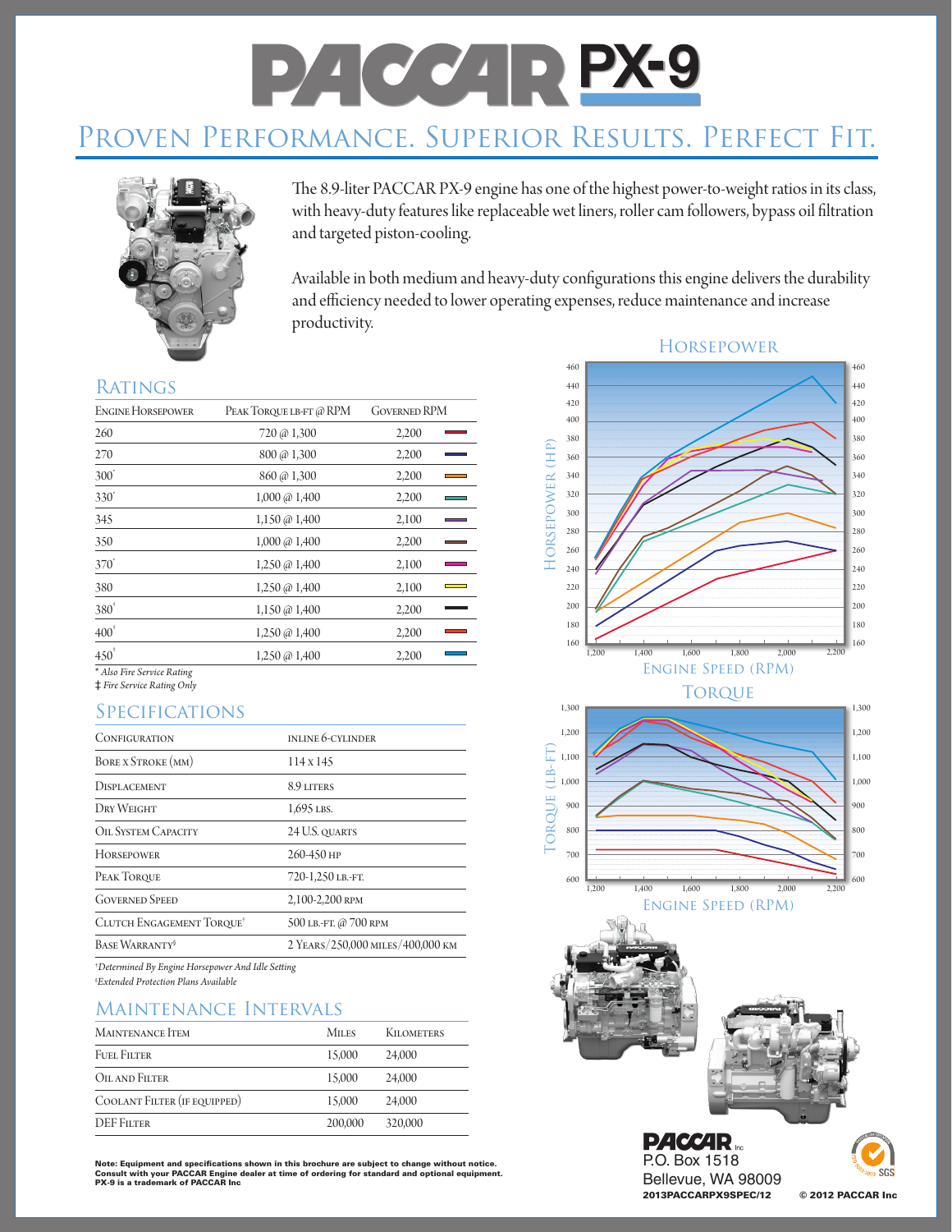# PACCAR PX-9

## Proven Performance. Superior Results. Perfect Fit.

The 8.9-liter PACCAR PX-9 engine has one of the highest power-to-weight ratios in its class, with heavy-duty features like replaceable wet liners, roller cam followers, bypass oil filtration and targeted piston-cooling.

Available in both medium and heavy-duty configurations this engine delivers the durability and efficiency needed to lower operating expenses, reduce maintenance and increase productivity.

## Ratings

| Engine Horsepower | Peak Torque lb-ft @ RPM | Governed RPM |
|---|---|---|
| 260 | 720 @ 1,300 | 2,200 |
| 270 | 800 @ 1,300 | 2,200 |
| 300* | 860 @ 1,300 | 2,200 |
| 330* | 1,000 @ 1,400 | 2,200 |
| 345 | 1,150 @ 1,400 | 2,100 |
| 350 | 1,000 @ 1,400 | 2,200 |
| 370* | 1,250 @ 1,400 | 2,100 |
| 380 | 1,250 @ 1,400 | 2,100 |
| 380‡ | 1,150 @ 1,400 | 2,200 |
| 400‡ | 1,250 @ 1,400 | 2,200 |
| 450‡ | 1,250 @ 1,400 | 2,200 |

*\* Also Fire Service Rating*
*‡ Fire Service Rating Only*

## Specifications

| | |
|---|---|
| Configuration | Inline 6-cylinder |
| Bore x Stroke (mm) | 114 x 145 |
| Displacement | 8.9 liters |
| Dry Weight | 1,695 lbs. |
| Oil System Capacity | 24 U.S. quarts |
| Horsepower | 260-450 hp |
| Peak Torque | 720-1,250 lb.-ft. |
| Governed Speed | 2,100-2,200 rpm |
| Clutch Engagement Torque† | 500 lb.-ft. @ 700 rpm |
| Base Warranty§ | 2 Years/250,000 miles/400,000 km |

*†Determined By Engine Horsepower And Idle Setting*
*§Extended Protection Plans Available*

## Maintenance Intervals

| Maintenance Item | Miles | Kilometers |
|---|---|---|
| Fuel Filter | 15,000 | 24,000 |
| Oil and Filter | 15,000 | 24,000 |
| Coolant Filter (if equipped) | 15,000 | 24,000 |
| DEF Filter | 200,000 | 320,000 |

## Horsepower

Horsepower (HP)
160 180 200 220 240 260 280 300 320 340 360 380 400 420 440 460
1,200 1,400 1,600 1,800 2,000 2,200
Engine Speed (RPM)

## Torque

Torque (LB-FT)
600 700 800 900 1,000 1,100 1,200 1,300
1,200 1,400 1,600 1,800 2,000 2,200
Engine Speed (RPM)

**Note: Equipment and specifications shown in this brochure are subject to change without notice. Consult with your PACCAR Engine dealer at time of ordering for standard and optional equipment. PX-9 is a trademark of PACCAR Inc**

PACCAR Inc
P.O. Box 1518
Bellevue, WA 98009
2013PACCARPX9SPEC/12

© 2012 PACCAR Inc